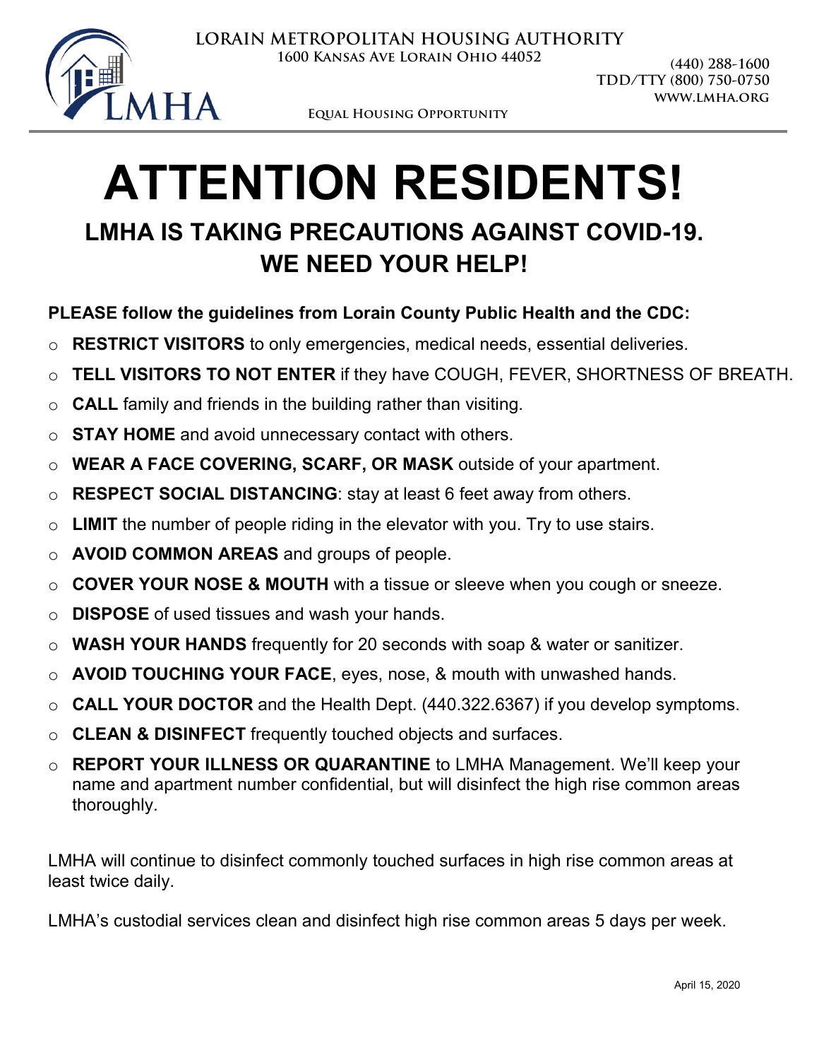**LORAIN METROPOLITAN HOUSING AUTHORITY**
**1600 Kansas Ave Lorain Ohio 44052**

(440) 288-1600
TDD/TTY (800) 750-0750
WWW.LMHA.ORG

LMHA

Equal Housing Opportunity

# ATTENTION RESIDENTS!

## LMHA IS TAKING PRECAUTIONS AGAINST COVID-19. WE NEED YOUR HELP!

**PLEASE follow the guidelines from Lorain County Public Health and the CDC:**

- **RESTRICT VISITORS** to only emergencies, medical needs, essential deliveries.
- **TELL VISITORS TO NOT ENTER** if they have COUGH, FEVER, SHORTNESS OF BREATH.
- **CALL** family and friends in the building rather than visiting.
- **STAY HOME** and avoid unnecessary contact with others.
- **WEAR A FACE COVERING, SCARF, OR MASK** outside of your apartment.
- **RESPECT SOCIAL DISTANCING**: stay at least 6 feet away from others.
- **LIMIT** the number of people riding in the elevator with you. Try to use stairs.
- **AVOID COMMON AREAS** and groups of people.
- **COVER YOUR NOSE & MOUTH** with a tissue or sleeve when you cough or sneeze.
- **DISPOSE** of used tissues and wash your hands.
- **WASH YOUR HANDS** frequently for 20 seconds with soap & water or sanitizer.
- **AVOID TOUCHING YOUR FACE**, eyes, nose, & mouth with unwashed hands.
- **CALL YOUR DOCTOR** and the Health Dept. (440.322.6367) if you develop symptoms.
- **CLEAN & DISINFECT** frequently touched objects and surfaces.
- **REPORT YOUR ILLNESS OR QUARANTINE** to LMHA Management. We'll keep your name and apartment number confidential, but will disinfect the high rise common areas thoroughly.

LMHA will continue to disinfect commonly touched surfaces in high rise common areas at least twice daily.

LMHA's custodial services clean and disinfect high rise common areas 5 days per week.

April 15, 2020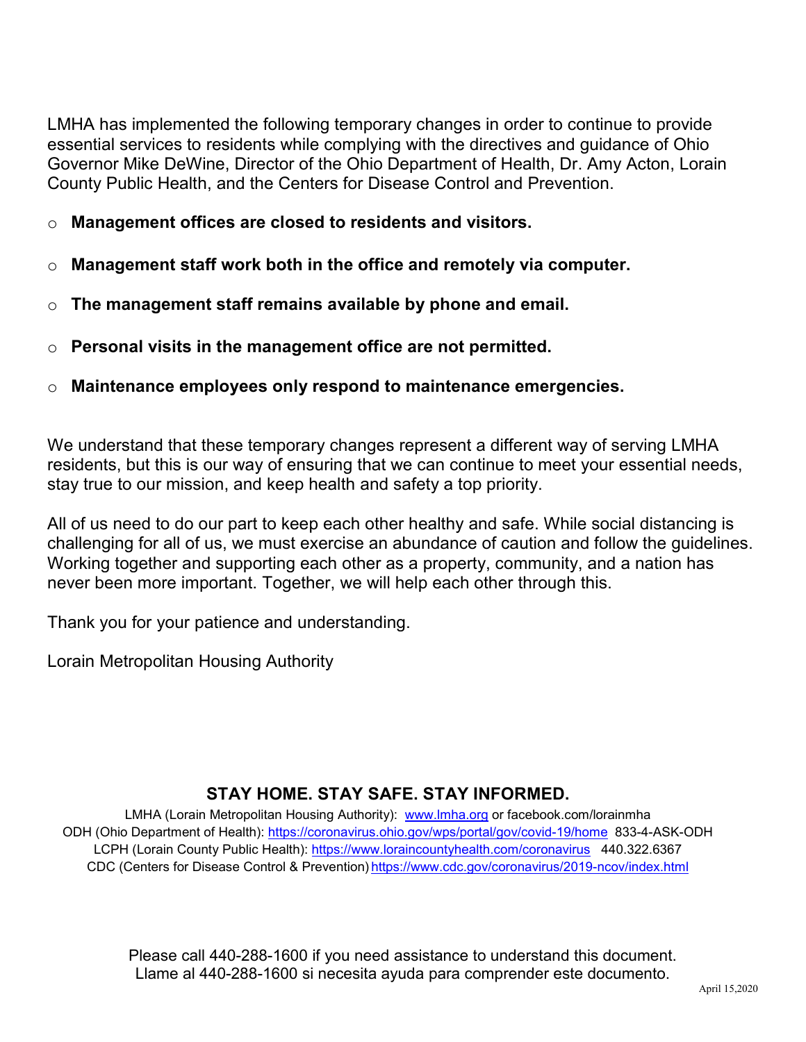LMHA has implemented the following temporary changes in order to continue to provide essential services to residents while complying with the directives and guidance of Ohio Governor Mike DeWine, Director of the Ohio Department of Health, Dr. Amy Acton, Lorain County Public Health, and the Centers for Disease Control and Prevention.

- **Management offices are closed to residents and visitors.**
- **Management staff work both in the office and remotely via computer.**
- **The management staff remains available by phone and email.**
- **Personal visits in the management office are not permitted.**
- **Maintenance employees only respond to maintenance emergencies.**

We understand that these temporary changes represent a different way of serving LMHA residents, but this is our way of ensuring that we can continue to meet your essential needs, stay true to our mission, and keep health and safety a top priority.

All of us need to do our part to keep each other healthy and safe. While social distancing is challenging for all of us, we must exercise an abundance of caution and follow the guidelines. Working together and supporting each other as a property, community, and a nation has never been more important. Together, we will help each other through this.

Thank you for your patience and understanding.

Lorain Metropolitan Housing Authority

**STAY HOME. STAY SAFE. STAY INFORMED.**

LMHA (Lorain Metropolitan Housing Authority): www.lmha.org or facebook.com/lorainmha
ODH (Ohio Department of Health): https://coronavirus.ohio.gov/wps/portal/gov/covid-19/home 833-4-ASK-ODH
LCPH (Lorain County Public Health): https://www.loraincountyhealth.com/coronavirus 440.322.6367
CDC (Centers for Disease Control & Prevention) https://www.cdc.gov/coronavirus/2019-ncov/index.html

Please call 440-288-1600 if you need assistance to understand this document.
Llame al 440-288-1600 si necesita ayuda para comprender este documento.

April 15,2020